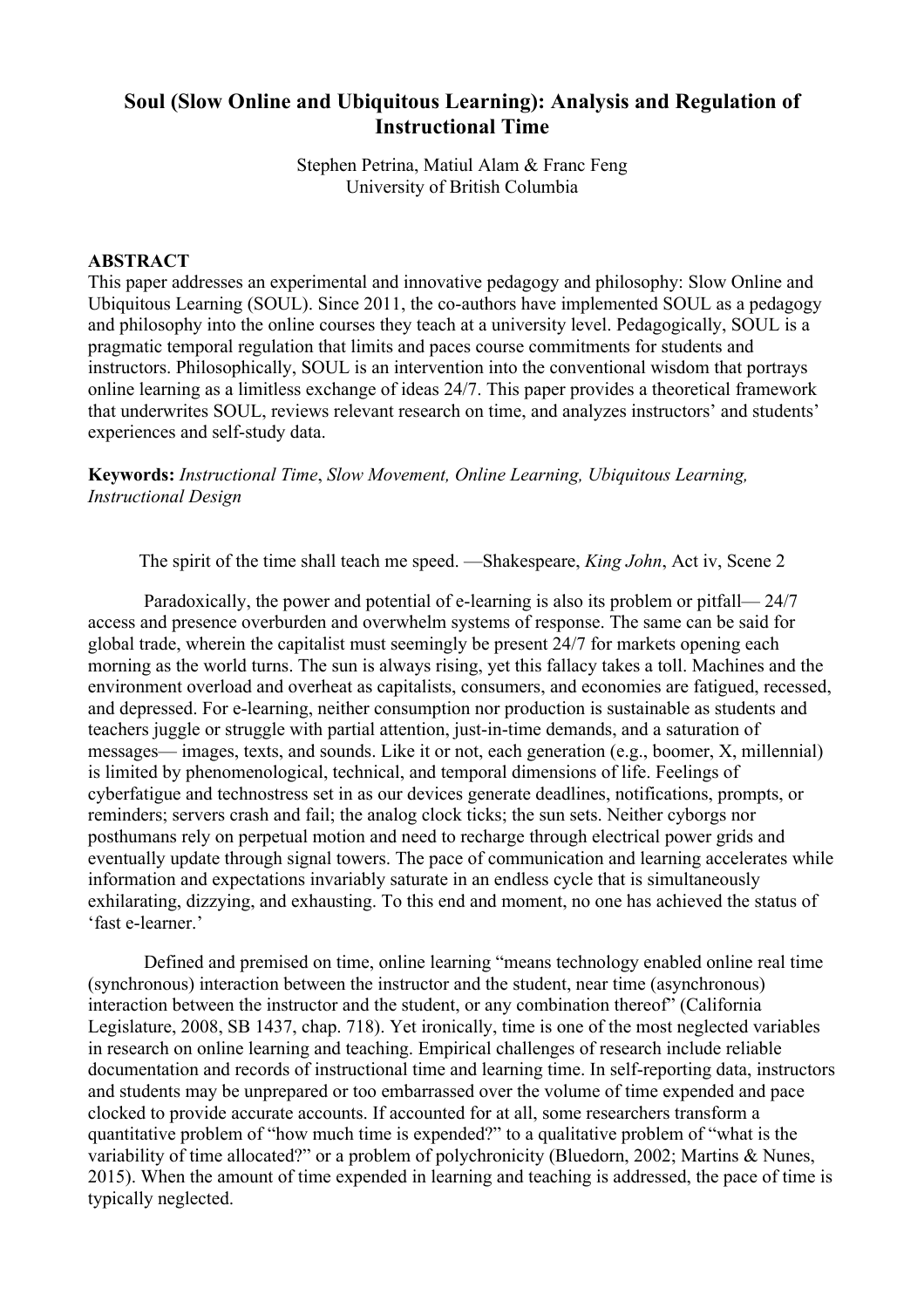# Soul (Slow Online and Ubiquitous Learning): Analysis and Regulation of Instructional Time

Stephen Petrina, Matiul Alam & Franc Feng
University of British Columbia

**ABSTRACT**

This paper addresses an experimental and innovative pedagogy and philosophy: Slow Online and Ubiquitous Learning (SOUL). Since 2011, the co-authors have implemented SOUL as a pedagogy and philosophy into the online courses they teach at a university level. Pedagogically, SOUL is a pragmatic temporal regulation that limits and paces course commitments for students and instructors. Philosophically, SOUL is an intervention into the conventional wisdom that portrays online learning as a limitless exchange of ideas 24/7. This paper provides a theoretical framework that underwrites SOUL, reviews relevant research on time, and analyzes instructors' and students' experiences and self-study data.

**Keywords:** *Instructional Time*, *Slow Movement, Online Learning, Ubiquitous Learning, Instructional Design*

The spirit of the time shall teach me speed. —Shakespeare, *King John*, Act iv, Scene 2

Paradoxically, the power and potential of e-learning is also its problem or pitfall— 24/7 access and presence overburden and overwhelm systems of response. The same can be said for global trade, wherein the capitalist must seemingly be present 24/7 for markets opening each morning as the world turns. The sun is always rising, yet this fallacy takes a toll. Machines and the environment overload and overheat as capitalists, consumers, and economies are fatigued, recessed, and depressed. For e-learning, neither consumption nor production is sustainable as students and teachers juggle or struggle with partial attention, just-in-time demands, and a saturation of messages— images, texts, and sounds. Like it or not, each generation (e.g., boomer, X, millennial) is limited by phenomenological, technical, and temporal dimensions of life. Feelings of cyberfatigue and technostress set in as our devices generate deadlines, notifications, prompts, or reminders; servers crash and fail; the analog clock ticks; the sun sets. Neither cyborgs nor posthumans rely on perpetual motion and need to recharge through electrical power grids and eventually update through signal towers. The pace of communication and learning accelerates while information and expectations invariably saturate in an endless cycle that is simultaneously exhilarating, dizzying, and exhausting. To this end and moment, no one has achieved the status of 'fast e-learner.'

Defined and premised on time, online learning "means technology enabled online real time (synchronous) interaction between the instructor and the student, near time (asynchronous) interaction between the instructor and the student, or any combination thereof" (California Legislature, 2008, SB 1437, chap. 718). Yet ironically, time is one of the most neglected variables in research on online learning and teaching. Empirical challenges of research include reliable documentation and records of instructional time and learning time. In self-reporting data, instructors and students may be unprepared or too embarrassed over the volume of time expended and pace clocked to provide accurate accounts. If accounted for at all, some researchers transform a quantitative problem of "how much time is expended?" to a qualitative problem of "what is the variability of time allocated?" or a problem of polychronicity (Bluedorn, 2002; Martins & Nunes, 2015). When the amount of time expended in learning and teaching is addressed, the pace of time is typically neglected.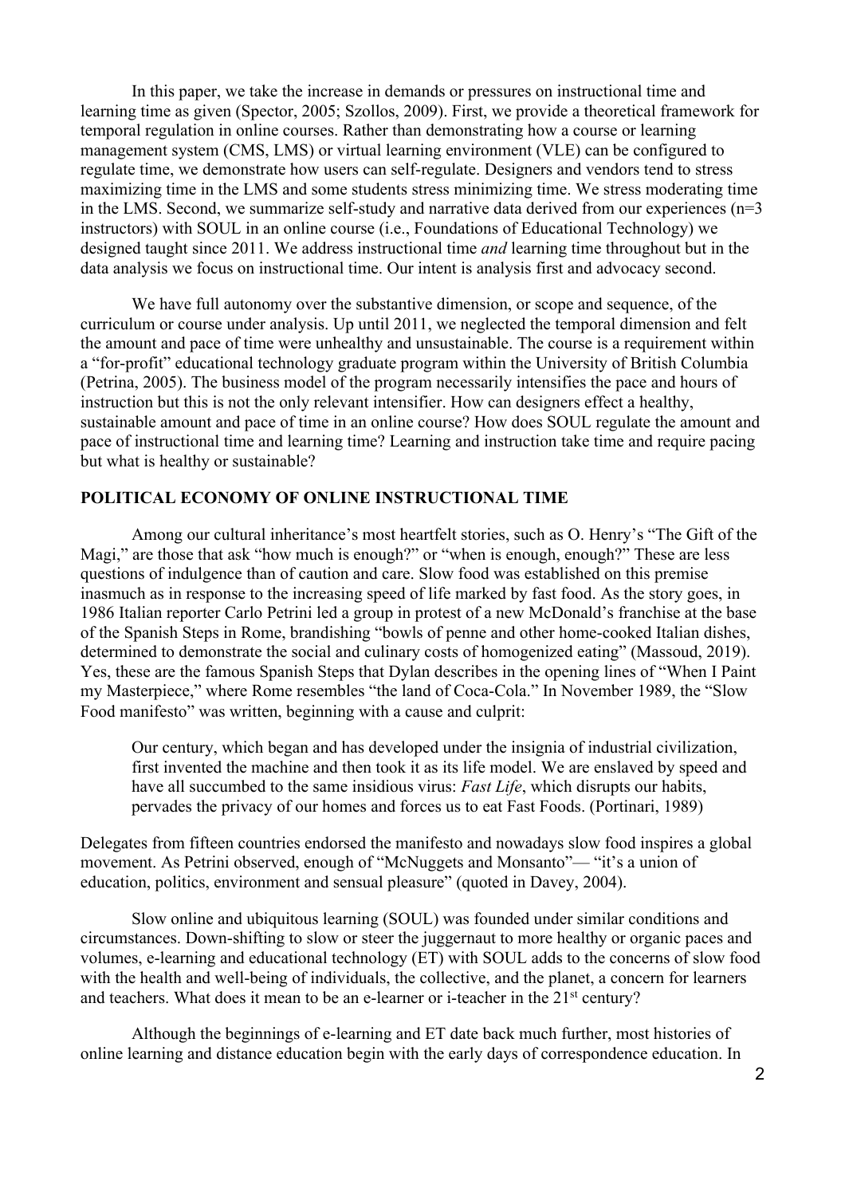In this paper, we take the increase in demands or pressures on instructional time and learning time as given (Spector, 2005; Szollos, 2009). First, we provide a theoretical framework for temporal regulation in online courses. Rather than demonstrating how a course or learning management system (CMS, LMS) or virtual learning environment (VLE) can be configured to regulate time, we demonstrate how users can self-regulate. Designers and vendors tend to stress maximizing time in the LMS and some students stress minimizing time. We stress moderating time in the LMS. Second, we summarize self-study and narrative data derived from our experiences (n=3 instructors) with SOUL in an online course (i.e., Foundations of Educational Technology) we designed taught since 2011. We address instructional time *and* learning time throughout but in the data analysis we focus on instructional time. Our intent is analysis first and advocacy second.

We have full autonomy over the substantive dimension, or scope and sequence, of the curriculum or course under analysis. Up until 2011, we neglected the temporal dimension and felt the amount and pace of time were unhealthy and unsustainable. The course is a requirement within a "for-profit" educational technology graduate program within the University of British Columbia (Petrina, 2005). The business model of the program necessarily intensifies the pace and hours of instruction but this is not the only relevant intensifier. How can designers effect a healthy, sustainable amount and pace of time in an online course? How does SOUL regulate the amount and pace of instructional time and learning time? Learning and instruction take time and require pacing but what is healthy or sustainable?

## POLITICAL ECONOMY OF ONLINE INSTRUCTIONAL TIME

Among our cultural inheritance's most heartfelt stories, such as O. Henry's "The Gift of the Magi," are those that ask "how much is enough?" or "when is enough, enough?" These are less questions of indulgence than of caution and care. Slow food was established on this premise inasmuch as in response to the increasing speed of life marked by fast food. As the story goes, in 1986 Italian reporter Carlo Petrini led a group in protest of a new McDonald's franchise at the base of the Spanish Steps in Rome, brandishing "bowls of penne and other home-cooked Italian dishes, determined to demonstrate the social and culinary costs of homogenized eating" (Massoud, 2019). Yes, these are the famous Spanish Steps that Dylan describes in the opening lines of "When I Paint my Masterpiece," where Rome resembles "the land of Coca-Cola." In November 1989, the "Slow Food manifesto" was written, beginning with a cause and culprit:

> Our century, which began and has developed under the insignia of industrial civilization, first invented the machine and then took it as its life model. We are enslaved by speed and have all succumbed to the same insidious virus: *Fast Life*, which disrupts our habits, pervades the privacy of our homes and forces us to eat Fast Foods. (Portinari, 1989)

Delegates from fifteen countries endorsed the manifesto and nowadays slow food inspires a global movement. As Petrini observed, enough of "McNuggets and Monsanto"— "it's a union of education, politics, environment and sensual pleasure" (quoted in Davey, 2004).

Slow online and ubiquitous learning (SOUL) was founded under similar conditions and circumstances. Down-shifting to slow or steer the juggernaut to more healthy or organic paces and volumes, e-learning and educational technology (ET) with SOUL adds to the concerns of slow food with the health and well-being of individuals, the collective, and the planet, a concern for learners and teachers. What does it mean to be an e-learner or i-teacher in the 21st century?

Although the beginnings of e-learning and ET date back much further, most histories of online learning and distance education begin with the early days of correspondence education. In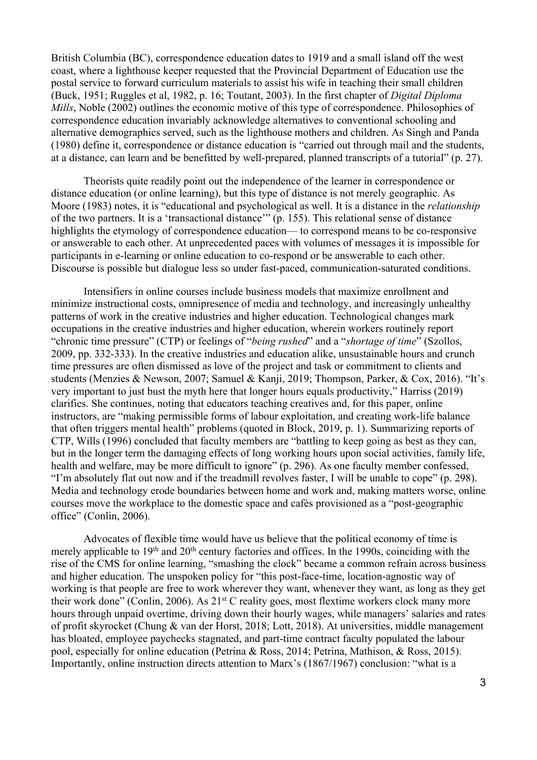British Columbia (BC), correspondence education dates to 1919 and a small island off the west coast, where a lighthouse keeper requested that the Provincial Department of Education use the postal service to forward curriculum materials to assist his wife in teaching their small children (Buck, 1951; Ruggles et al, 1982, p. 16; Toutant, 2003). In the first chapter of *Digital Diploma Mills*, Noble (2002) outlines the economic motive of this type of correspondence. Philosophies of correspondence education invariably acknowledge alternatives to conventional schooling and alternative demographics served, such as the lighthouse mothers and children. As Singh and Panda (1980) define it, correspondence or distance education is "carried out through mail and the students, at a distance, can learn and be benefitted by well-prepared, planned transcripts of a tutorial" (p. 27).

Theorists quite readily point out the independence of the learner in correspondence or distance education (or online learning), but this type of distance is not merely geographic. As Moore (1983) notes, it is "educational and psychological as well. It is a distance in the *relationship* of the two partners. It is a 'transactional distance'" (p. 155). This relational sense of distance highlights the etymology of correspondence education— to correspond means to be co-responsive or answerable to each other. At unprecedented paces with volumes of messages it is impossible for participants in e-learning or online education to co-respond or be answerable to each other. Discourse is possible but dialogue less so under fast-paced, communication-saturated conditions.

Intensifiers in online courses include business models that maximize enrollment and minimize instructional costs, omnipresence of media and technology, and increasingly unhealthy patterns of work in the creative industries and higher education. Technological changes mark occupations in the creative industries and higher education, wherein workers routinely report "chronic time pressure" (CTP) or feelings of "*being rushed*" and a "*shortage of time*" (Szollos, 2009, pp. 332-333). In the creative industries and education alike, unsustainable hours and crunch time pressures are often dismissed as love of the project and task or commitment to clients and students (Menzies & Newson, 2007; Samuel & Kanji, 2019; Thompson, Parker, & Cox, 2016). "It's very important to just bust the myth here that longer hours equals productivity," Harriss (2019) clarifies. She continues, noting that educators teaching creatives and, for this paper, online instructors, are "making permissible forms of labour exploitation, and creating work-life balance that often triggers mental health" problems (quoted in Block, 2019, p. 1). Summarizing reports of CTP, Wills (1996) concluded that faculty members are "battling to keep going as best as they can, but in the longer term the damaging effects of long working hours upon social activities, family life, health and welfare, may be more difficult to ignore" (p. 296). As one faculty member confessed, "I'm absolutely flat out now and if the treadmill revolves faster, I will be unable to cope" (p. 298). Media and technology erode boundaries between home and work and, making matters worse, online courses move the workplace to the domestic space and cafés provisioned as a "post-geographic office" (Conlin, 2006).

Advocates of flexible time would have us believe that the political economy of time is merely applicable to 19th and 20th century factories and offices. In the 1990s, coinciding with the rise of the CMS for online learning, "smashing the clock" became a common refrain across business and higher education. The unspoken policy for "this post-face-time, location-agnostic way of working is that people are free to work wherever they want, whenever they want, as long as they get their work done" (Conlin, 2006). As 21st C reality goes, most flextime workers clock many more hours through unpaid overtime, driving down their hourly wages, while managers' salaries and rates of profit skyrocket (Chung & van der Horst, 2018; Lott, 2018). At universities, middle management has bloated, employee paychecks stagnated, and part-time contract faculty populated the labour pool, especially for online education (Petrina & Ross, 2014; Petrina, Mathison, & Ross, 2015). Importantly, online instruction directs attention to Marx's (1867/1967) conclusion: "what is a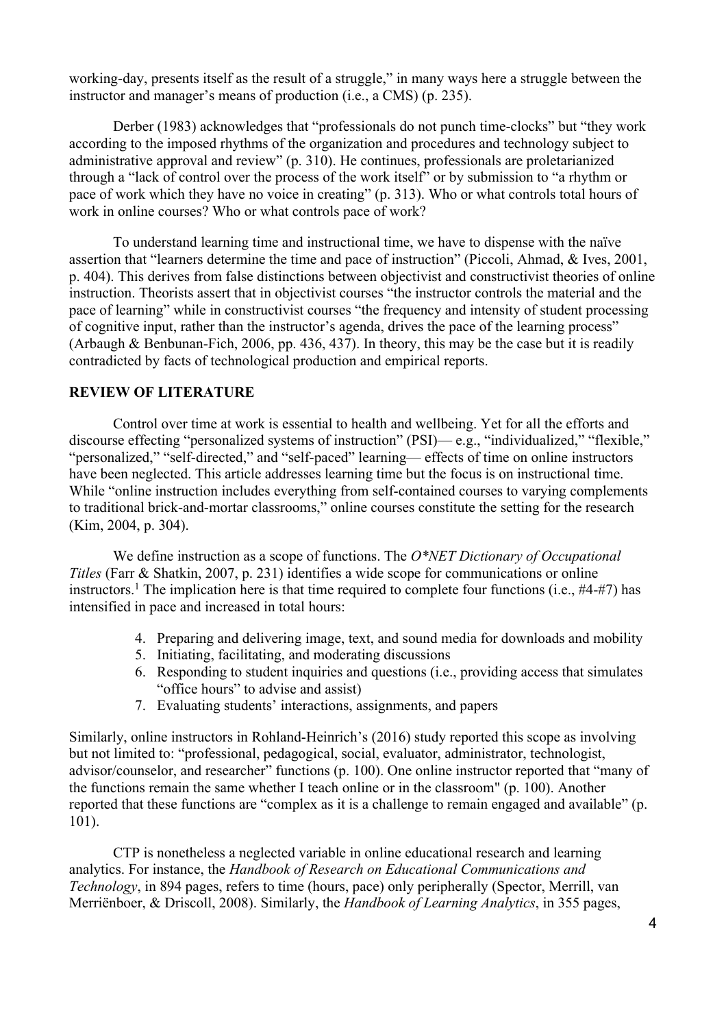working-day, presents itself as the result of a struggle," in many ways here a struggle between the instructor and manager's means of production (i.e., a CMS) (p. 235).

Derber (1983) acknowledges that "professionals do not punch time-clocks" but "they work according to the imposed rhythms of the organization and procedures and technology subject to administrative approval and review" (p. 310). He continues, professionals are proletarianized through a "lack of control over the process of the work itself" or by submission to "a rhythm or pace of work which they have no voice in creating" (p. 313). Who or what controls total hours of work in online courses? Who or what controls pace of work?

To understand learning time and instructional time, we have to dispense with the naïve assertion that "learners determine the time and pace of instruction" (Piccoli, Ahmad, & Ives, 2001, p. 404). This derives from false distinctions between objectivist and constructivist theories of online instruction. Theorists assert that in objectivist courses "the instructor controls the material and the pace of learning" while in constructivist courses "the frequency and intensity of student processing of cognitive input, rather than the instructor's agenda, drives the pace of the learning process" (Arbaugh & Benbunan-Fich, 2006, pp. 436, 437). In theory, this may be the case but it is readily contradicted by facts of technological production and empirical reports.

## REVIEW OF LITERATURE

Control over time at work is essential to health and wellbeing. Yet for all the efforts and discourse effecting "personalized systems of instruction" (PSI)— e.g., "individualized," "flexible," "personalized," "self-directed," and "self-paced" learning— effects of time on online instructors have been neglected. This article addresses learning time but the focus is on instructional time. While "online instruction includes everything from self-contained courses to varying complements to traditional brick-and-mortar classrooms," online courses constitute the setting for the research (Kim, 2004, p. 304).

We define instruction as a scope of functions. The *O\*NET Dictionary of Occupational Titles* (Farr & Shatkin, 2007, p. 231) identifies a wide scope for communications or online instructors.[1] The implication here is that time required to complete four functions (i.e., #4-#7) has intensified in pace and increased in total hours:

4. Preparing and delivering image, text, and sound media for downloads and mobility
5. Initiating, facilitating, and moderating discussions
6. Responding to student inquiries and questions (i.e., providing access that simulates "office hours" to advise and assist)
7. Evaluating students' interactions, assignments, and papers

Similarly, online instructors in Rohland-Heinrich's (2016) study reported this scope as involving but not limited to: "professional, pedagogical, social, evaluator, administrator, technologist, advisor/counselor, and researcher" functions (p. 100). One online instructor reported that "many of the functions remain the same whether I teach online or in the classroom" (p. 100). Another reported that these functions are "complex as it is a challenge to remain engaged and available" (p. 101).

CTP is nonetheless a neglected variable in online educational research and learning analytics. For instance, the *Handbook of Research on Educational Communications and Technology*, in 894 pages, refers to time (hours, pace) only peripherally (Spector, Merrill, van Merriënboer, & Driscoll, 2008). Similarly, the *Handbook of Learning Analytics*, in 355 pages,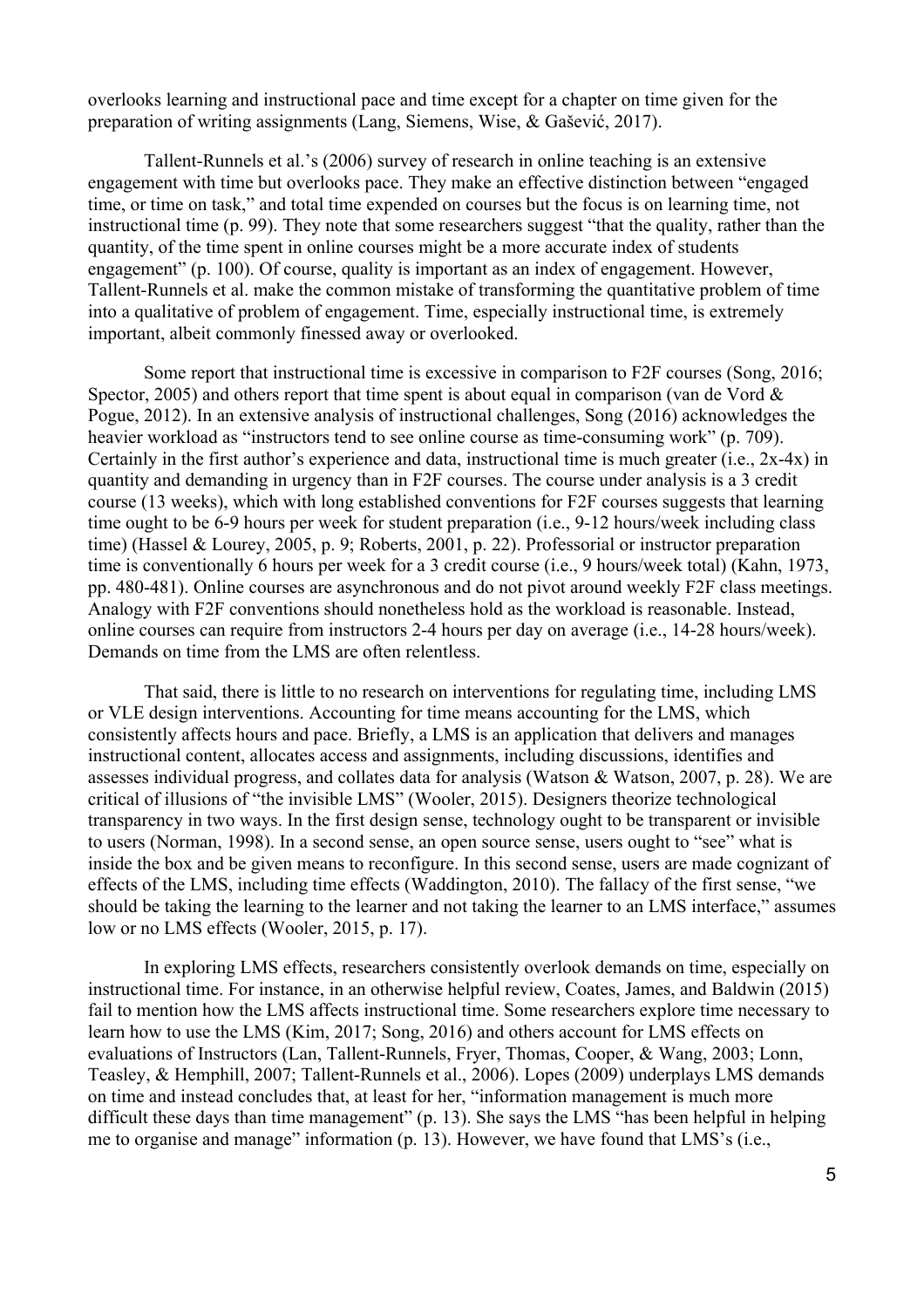overlooks learning and instructional pace and time except for a chapter on time given for the preparation of writing assignments (Lang, Siemens, Wise, & Gašević, 2017).

Tallent-Runnels et al.'s (2006) survey of research in online teaching is an extensive engagement with time but overlooks pace. They make an effective distinction between "engaged time, or time on task," and total time expended on courses but the focus is on learning time, not instructional time (p. 99). They note that some researchers suggest "that the quality, rather than the quantity, of the time spent in online courses might be a more accurate index of students engagement" (p. 100). Of course, quality is important as an index of engagement. However, Tallent-Runnels et al. make the common mistake of transforming the quantitative problem of time into a qualitative of problem of engagement. Time, especially instructional time, is extremely important, albeit commonly finessed away or overlooked.

Some report that instructional time is excessive in comparison to F2F courses (Song, 2016; Spector, 2005) and others report that time spent is about equal in comparison (van de Vord & Pogue, 2012). In an extensive analysis of instructional challenges, Song (2016) acknowledges the heavier workload as "instructors tend to see online course as time-consuming work" (p. 709). Certainly in the first author's experience and data, instructional time is much greater (i.e., 2x-4x) in quantity and demanding in urgency than in F2F courses. The course under analysis is a 3 credit course (13 weeks), which with long established conventions for F2F courses suggests that learning time ought to be 6-9 hours per week for student preparation (i.e., 9-12 hours/week including class time) (Hassel & Lourey, 2005, p. 9; Roberts, 2001, p. 22). Professorial or instructor preparation time is conventionally 6 hours per week for a 3 credit course (i.e., 9 hours/week total) (Kahn, 1973, pp. 480-481). Online courses are asynchronous and do not pivot around weekly F2F class meetings. Analogy with F2F conventions should nonetheless hold as the workload is reasonable. Instead, online courses can require from instructors 2-4 hours per day on average (i.e., 14-28 hours/week). Demands on time from the LMS are often relentless.

That said, there is little to no research on interventions for regulating time, including LMS or VLE design interventions. Accounting for time means accounting for the LMS, which consistently affects hours and pace. Briefly, a LMS is an application that delivers and manages instructional content, allocates access and assignments, including discussions, identifies and assesses individual progress, and collates data for analysis (Watson & Watson, 2007, p. 28). We are critical of illusions of "the invisible LMS" (Wooler, 2015). Designers theorize technological transparency in two ways. In the first design sense, technology ought to be transparent or invisible to users (Norman, 1998). In a second sense, an open source sense, users ought to "see" what is inside the box and be given means to reconfigure. In this second sense, users are made cognizant of effects of the LMS, including time effects (Waddington, 2010). The fallacy of the first sense, "we should be taking the learning to the learner and not taking the learner to an LMS interface," assumes low or no LMS effects (Wooler, 2015, p. 17).

In exploring LMS effects, researchers consistently overlook demands on time, especially on instructional time. For instance, in an otherwise helpful review, Coates, James, and Baldwin (2015) fail to mention how the LMS affects instructional time. Some researchers explore time necessary to learn how to use the LMS (Kim, 2017; Song, 2016) and others account for LMS effects on evaluations of Instructors (Lan, Tallent-Runnels, Fryer, Thomas, Cooper, & Wang, 2003; Lonn, Teasley, & Hemphill, 2007; Tallent-Runnels et al., 2006). Lopes (2009) underplays LMS demands on time and instead concludes that, at least for her, "information management is much more difficult these days than time management" (p. 13). She says the LMS "has been helpful in helping me to organise and manage" information (p. 13). However, we have found that LMS's (i.e.,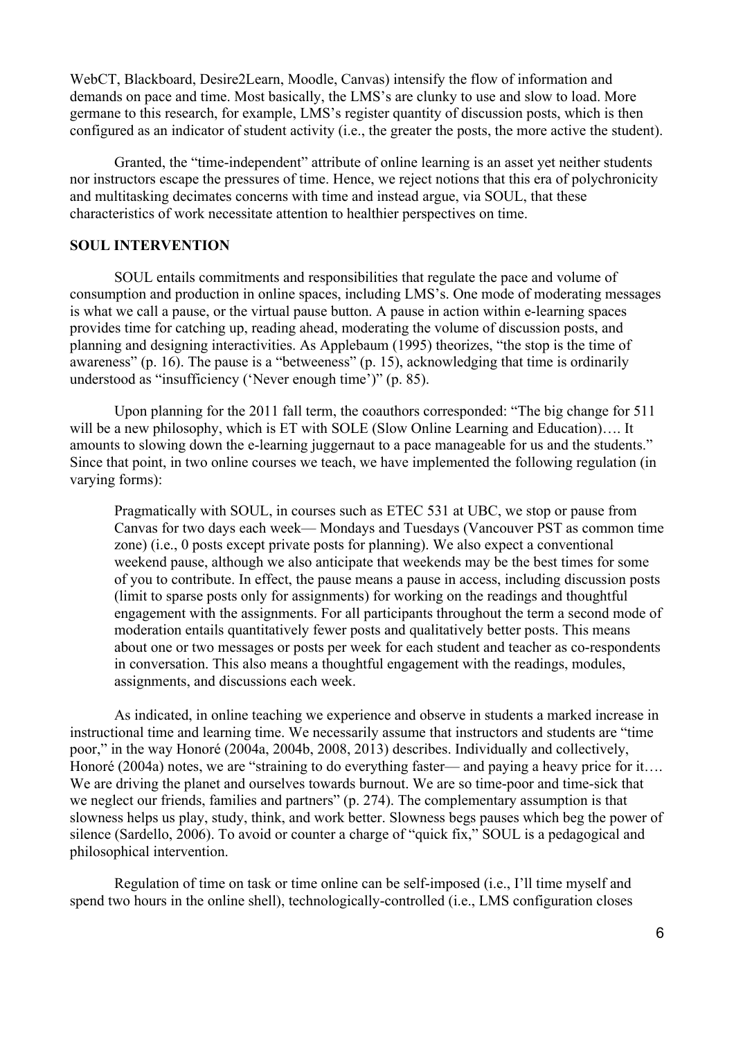WebCT, Blackboard, Desire2Learn, Moodle, Canvas) intensify the flow of information and demands on pace and time. Most basically, the LMS's are clunky to use and slow to load. More germane to this research, for example, LMS's register quantity of discussion posts, which is then configured as an indicator of student activity (i.e., the greater the posts, the more active the student).

Granted, the "time-independent" attribute of online learning is an asset yet neither students nor instructors escape the pressures of time. Hence, we reject notions that this era of polychronicity and multitasking decimates concerns with time and instead argue, via SOUL, that these characteristics of work necessitate attention to healthier perspectives on time.

## SOUL INTERVENTION

SOUL entails commitments and responsibilities that regulate the pace and volume of consumption and production in online spaces, including LMS's. One mode of moderating messages is what we call a pause, or the virtual pause button. A pause in action within e-learning spaces provides time for catching up, reading ahead, moderating the volume of discussion posts, and planning and designing interactivities. As Applebaum (1995) theorizes, "the stop is the time of awareness" (p. 16). The pause is a "betweeness" (p. 15), acknowledging that time is ordinarily understood as "insufficiency ('Never enough time')" (p. 85).

Upon planning for the 2011 fall term, the coauthors corresponded: "The big change for 511 will be a new philosophy, which is ET with SOLE (Slow Online Learning and Education)…. It amounts to slowing down the e-learning juggernaut to a pace manageable for us and the students." Since that point, in two online courses we teach, we have implemented the following regulation (in varying forms):

> Pragmatically with SOUL, in courses such as ETEC 531 at UBC, we stop or pause from Canvas for two days each week— Mondays and Tuesdays (Vancouver PST as common time zone) (i.e., 0 posts except private posts for planning). We also expect a conventional weekend pause, although we also anticipate that weekends may be the best times for some of you to contribute. In effect, the pause means a pause in access, including discussion posts (limit to sparse posts only for assignments) for working on the readings and thoughtful engagement with the assignments. For all participants throughout the term a second mode of moderation entails quantitatively fewer posts and qualitatively better posts. This means about one or two messages or posts per week for each student and teacher as co-respondents in conversation. This also means a thoughtful engagement with the readings, modules, assignments, and discussions each week.

As indicated, in online teaching we experience and observe in students a marked increase in instructional time and learning time. We necessarily assume that instructors and students are "time poor," in the way Honoré (2004a, 2004b, 2008, 2013) describes. Individually and collectively, Honoré (2004a) notes, we are "straining to do everything faster— and paying a heavy price for it…. We are driving the planet and ourselves towards burnout. We are so time-poor and time-sick that we neglect our friends, families and partners" (p. 274). The complementary assumption is that slowness helps us play, study, think, and work better. Slowness begs pauses which beg the power of silence (Sardello, 2006). To avoid or counter a charge of "quick fix," SOUL is a pedagogical and philosophical intervention.

Regulation of time on task or time online can be self-imposed (i.e., I'll time myself and spend two hours in the online shell), technologically-controlled (i.e., LMS configuration closes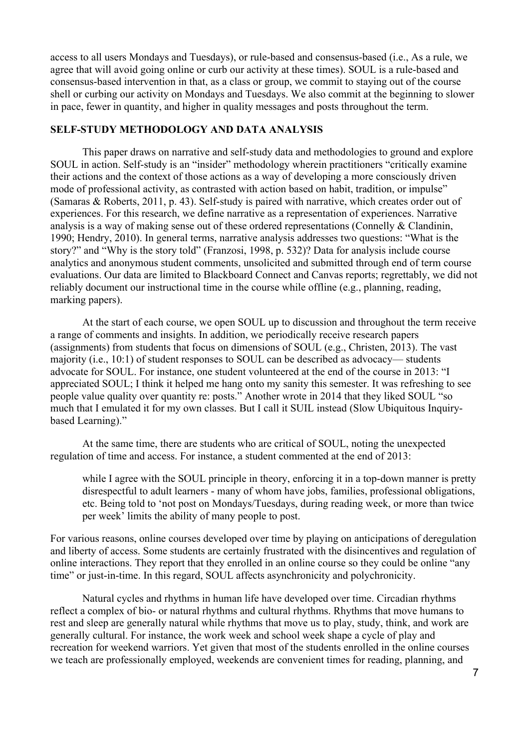access to all users Mondays and Tuesdays), or rule-based and consensus-based (i.e., As a rule, we agree that will avoid going online or curb our activity at these times). SOUL is a rule-based and consensus-based intervention in that, as a class or group, we commit to staying out of the course shell or curbing our activity on Mondays and Tuesdays. We also commit at the beginning to slower in pace, fewer in quantity, and higher in quality messages and posts throughout the term.

## SELF-STUDY METHODOLOGY AND DATA ANALYSIS

This paper draws on narrative and self-study data and methodologies to ground and explore SOUL in action. Self-study is an "insider" methodology wherein practitioners "critically examine their actions and the context of those actions as a way of developing a more consciously driven mode of professional activity, as contrasted with action based on habit, tradition, or impulse" (Samaras & Roberts, 2011, p. 43). Self-study is paired with narrative, which creates order out of experiences. For this research, we define narrative as a representation of experiences. Narrative analysis is a way of making sense out of these ordered representations (Connelly & Clandinin, 1990; Hendry, 2010). In general terms, narrative analysis addresses two questions: "What is the story?" and "Why is the story told" (Franzosi, 1998, p. 532)? Data for analysis include course analytics and anonymous student comments, unsolicited and submitted through end of term course evaluations. Our data are limited to Blackboard Connect and Canvas reports; regrettably, we did not reliably document our instructional time in the course while offline (e.g., planning, reading, marking papers).

At the start of each course, we open SOUL up to discussion and throughout the term receive a range of comments and insights. In addition, we periodically receive research papers (assignments) from students that focus on dimensions of SOUL (e.g., Christen, 2013). The vast majority (i.e., 10:1) of student responses to SOUL can be described as advocacy— students advocate for SOUL. For instance, one student volunteered at the end of the course in 2013: "I appreciated SOUL; I think it helped me hang onto my sanity this semester. It was refreshing to see people value quality over quantity re: posts." Another wrote in 2014 that they liked SOUL "so much that I emulated it for my own classes. But I call it SUIL instead (Slow Ubiquitous Inquiry-based Learning)."

At the same time, there are students who are critical of SOUL, noting the unexpected regulation of time and access. For instance, a student commented at the end of 2013:

> while I agree with the SOUL principle in theory, enforcing it in a top-down manner is pretty disrespectful to adult learners - many of whom have jobs, families, professional obligations, etc. Being told to 'not post on Mondays/Tuesdays, during reading week, or more than twice per week' limits the ability of many people to post.

For various reasons, online courses developed over time by playing on anticipations of deregulation and liberty of access. Some students are certainly frustrated with the disincentives and regulation of online interactions. They report that they enrolled in an online course so they could be online "any time" or just-in-time. In this regard, SOUL affects asynchronicity and polychronicity.

Natural cycles and rhythms in human life have developed over time. Circadian rhythms reflect a complex of bio- or natural rhythms and cultural rhythms. Rhythms that move humans to rest and sleep are generally natural while rhythms that move us to play, study, think, and work are generally cultural. For instance, the work week and school week shape a cycle of play and recreation for weekend warriors. Yet given that most of the students enrolled in the online courses we teach are professionally employed, weekends are convenient times for reading, planning, and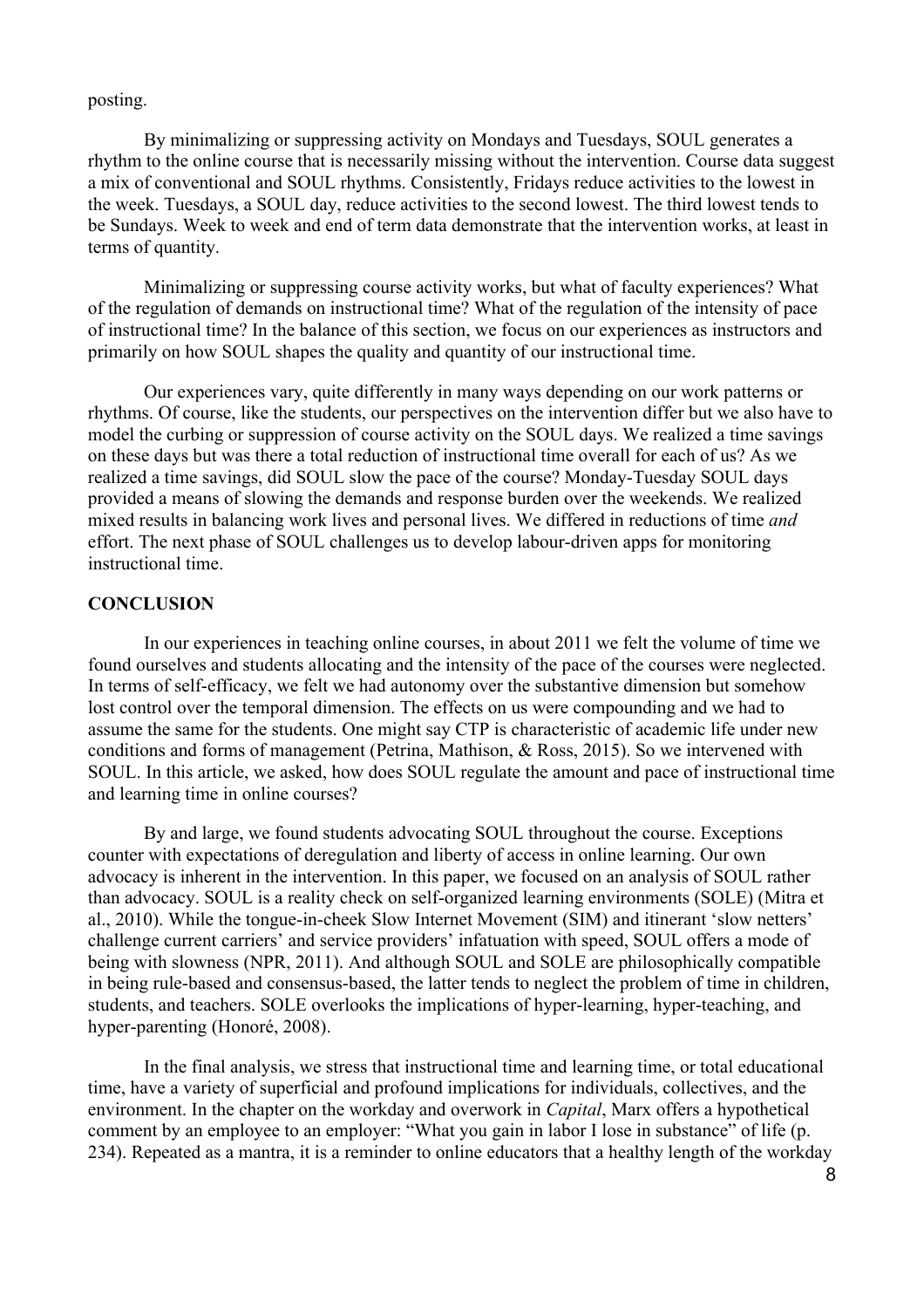posting.

By minimalizing or suppressing activity on Mondays and Tuesdays, SOUL generates a rhythm to the online course that is necessarily missing without the intervention. Course data suggest a mix of conventional and SOUL rhythms. Consistently, Fridays reduce activities to the lowest in the week. Tuesdays, a SOUL day, reduce activities to the second lowest. The third lowest tends to be Sundays. Week to week and end of term data demonstrate that the intervention works, at least in terms of quantity.

Minimalizing or suppressing course activity works, but what of faculty experiences? What of the regulation of demands on instructional time? What of the regulation of the intensity of pace of instructional time? In the balance of this section, we focus on our experiences as instructors and primarily on how SOUL shapes the quality and quantity of our instructional time.

Our experiences vary, quite differently in many ways depending on our work patterns or rhythms. Of course, like the students, our perspectives on the intervention differ but we also have to model the curbing or suppression of course activity on the SOUL days. We realized a time savings on these days but was there a total reduction of instructional time overall for each of us? As we realized a time savings, did SOUL slow the pace of the course? Monday-Tuesday SOUL days provided a means of slowing the demands and response burden over the weekends. We realized mixed results in balancing work lives and personal lives. We differed in reductions of time *and* effort. The next phase of SOUL challenges us to develop labour-driven apps for monitoring instructional time.

## CONCLUSION

In our experiences in teaching online courses, in about 2011 we felt the volume of time we found ourselves and students allocating and the intensity of the pace of the courses were neglected. In terms of self-efficacy, we felt we had autonomy over the substantive dimension but somehow lost control over the temporal dimension. The effects on us were compounding and we had to assume the same for the students. One might say CTP is characteristic of academic life under new conditions and forms of management (Petrina, Mathison, & Ross, 2015). So we intervened with SOUL. In this article, we asked, how does SOUL regulate the amount and pace of instructional time and learning time in online courses?

By and large, we found students advocating SOUL throughout the course. Exceptions counter with expectations of deregulation and liberty of access in online learning. Our own advocacy is inherent in the intervention. In this paper, we focused on an analysis of SOUL rather than advocacy. SOUL is a reality check on self-organized learning environments (SOLE) (Mitra et al., 2010). While the tongue-in-cheek Slow Internet Movement (SIM) and itinerant 'slow netters' challenge current carriers' and service providers' infatuation with speed, SOUL offers a mode of being with slowness (NPR, 2011). And although SOUL and SOLE are philosophically compatible in being rule-based and consensus-based, the latter tends to neglect the problem of time in children, students, and teachers. SOLE overlooks the implications of hyper-learning, hyper-teaching, and hyper-parenting (Honoré, 2008).

In the final analysis, we stress that instructional time and learning time, or total educational time, have a variety of superficial and profound implications for individuals, collectives, and the environment. In the chapter on the workday and overwork in *Capital*, Marx offers a hypothetical comment by an employee to an employer: "What you gain in labor I lose in substance" of life (p. 234). Repeated as a mantra, it is a reminder to online educators that a healthy length of the workday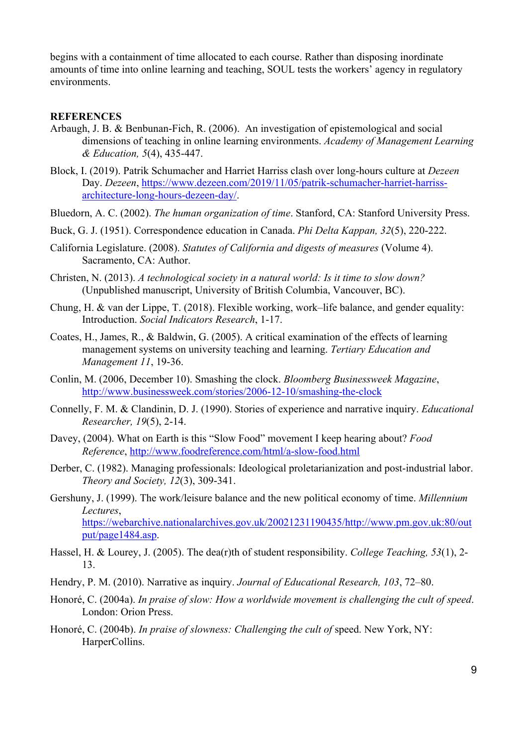begins with a containment of time allocated to each course. Rather than disposing inordinate amounts of time into online learning and teaching, SOUL tests the workers' agency in regulatory environments.

**REFERENCES**

Arbaugh, J. B. & Benbunan-Fich, R. (2006). An investigation of epistemological and social dimensions of teaching in online learning environments. *Academy of Management Learning & Education, 5*(4), 435-447.

Block, I. (2019). Patrik Schumacher and Harriet Harriss clash over long-hours culture at *Dezeen* Day. *Dezeen*, https://www.dezeen.com/2019/11/05/patrik-schumacher-harriet-harriss-architecture-long-hours-dezeen-day/.

Bluedorn, A. C. (2002). *The human organization of time*. Stanford, CA: Stanford University Press.

Buck, G. J. (1951). Correspondence education in Canada. *Phi Delta Kappan, 32*(5), 220-222.

California Legislature. (2008). *Statutes of California and digests of measures* (Volume 4). Sacramento, CA: Author.

Christen, N. (2013). *A technological society in a natural world: Is it time to slow down?* (Unpublished manuscript, University of British Columbia, Vancouver, BC).

Chung, H. & van der Lippe, T. (2018). Flexible working, work–life balance, and gender equality: Introduction. *Social Indicators Research*, 1-17.

Coates, H., James, R., & Baldwin, G. (2005). A critical examination of the effects of learning management systems on university teaching and learning. *Tertiary Education and Management 11*, 19-36.

Conlin, M. (2006, December 10). Smashing the clock. *Bloomberg Businessweek Magazine*, http://www.businessweek.com/stories/2006-12-10/smashing-the-clock

Connelly, F. M. & Clandinin, D. J. (1990). Stories of experience and narrative inquiry. *Educational Researcher, 19*(5), 2-14.

Davey, (2004). What on Earth is this "Slow Food" movement I keep hearing about? *Food Reference*, http://www.foodreference.com/html/a-slow-food.html

Derber, C. (1982). Managing professionals: Ideological proletarianization and post-industrial labor. *Theory and Society, 12*(3), 309-341.

Gershuny, J. (1999). The work/leisure balance and the new political economy of time. *Millennium Lectures*, https://webarchive.nationalarchives.gov.uk/20021231190435/http://www.pm.gov.uk:80/output/page1484.asp.

Hassel, H. & Lourey, J. (2005). The dea(r)th of student responsibility. *College Teaching, 53*(1), 2-13.

Hendry, P. M. (2010). Narrative as inquiry. *Journal of Educational Research, 103*, 72–80.

Honoré, C. (2004a). *In praise of slow: How a worldwide movement is challenging the cult of speed*. London: Orion Press.

Honoré, C. (2004b). *In praise of slowness: Challenging the cult of* speed. New York, NY: HarperCollins.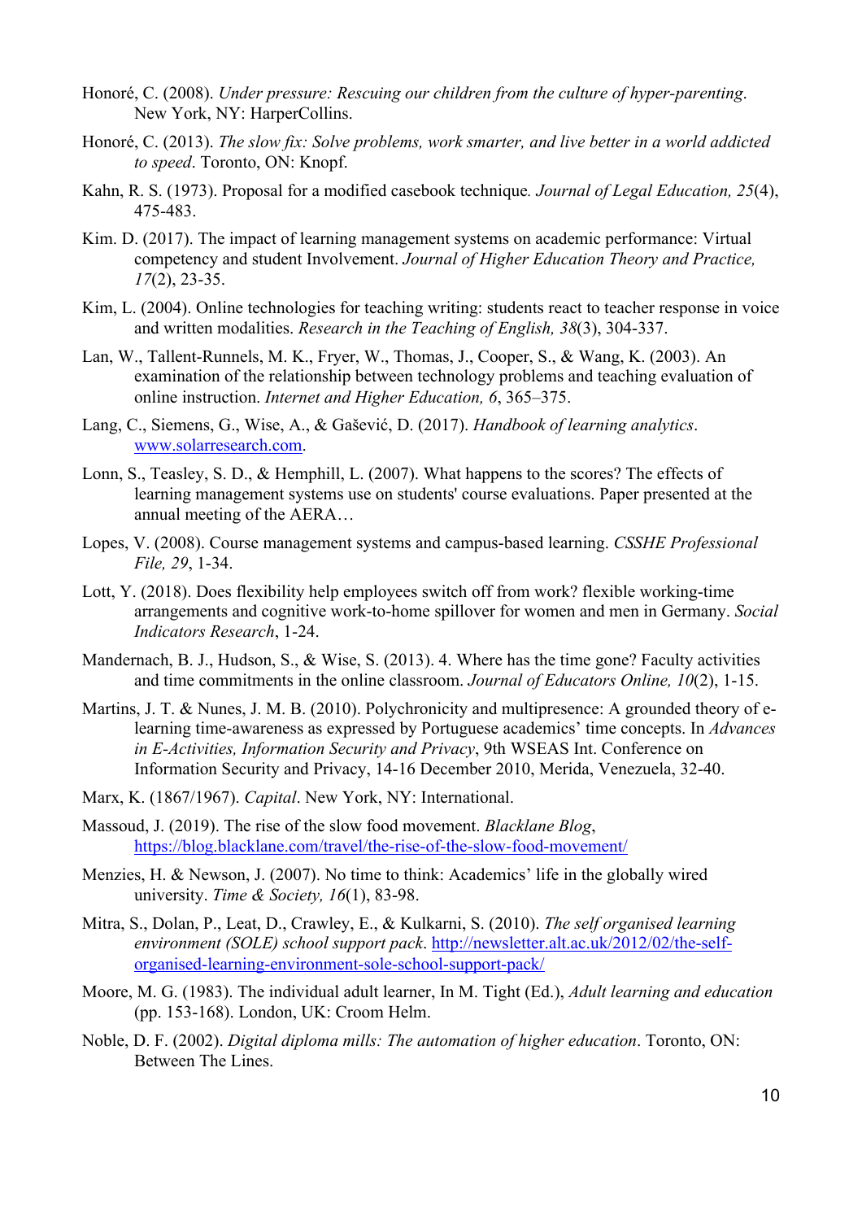Honoré, C. (2008). *Under pressure: Rescuing our children from the culture of hyper-parenting*. New York, NY: HarperCollins.

Honoré, C. (2013). *The slow fix: Solve problems, work smarter, and live better in a world addicted to speed*. Toronto, ON: Knopf.

Kahn, R. S. (1973). Proposal for a modified casebook technique*. Journal of Legal Education, 25*(4), 475-483.

Kim. D. (2017). The impact of learning management systems on academic performance: Virtual competency and student Involvement. *Journal of Higher Education Theory and Practice, 17*(2), 23-35.

Kim, L. (2004). Online technologies for teaching writing: students react to teacher response in voice and written modalities. *Research in the Teaching of English, 38*(3), 304-337.

Lan, W., Tallent-Runnels, M. K., Fryer, W., Thomas, J., Cooper, S., & Wang, K. (2003). An examination of the relationship between technology problems and teaching evaluation of online instruction. *Internet and Higher Education, 6*, 365–375.

Lang, C., Siemens, G., Wise, A., & Gašević, D. (2017). *Handbook of learning analytics*. www.solarresearch.com.

Lonn, S., Teasley, S. D., & Hemphill, L. (2007). What happens to the scores? The effects of learning management systems use on students' course evaluations. Paper presented at the annual meeting of the AERA…

Lopes, V. (2008). Course management systems and campus-based learning. *CSSHE Professional File, 29*, 1-34.

Lott, Y. (2018). Does flexibility help employees switch off from work? flexible working-time arrangements and cognitive work-to-home spillover for women and men in Germany. *Social Indicators Research*, 1-24.

Mandernach, B. J., Hudson, S., & Wise, S. (2013). 4. Where has the time gone? Faculty activities and time commitments in the online classroom. *Journal of Educators Online, 10*(2), 1-15.

Martins, J. T. & Nunes, J. M. B. (2010). Polychronicity and multipresence: A grounded theory of e-learning time-awareness as expressed by Portuguese academics' time concepts. In *Advances in E-Activities, Information Security and Privacy*, 9th WSEAS Int. Conference on Information Security and Privacy, 14-16 December 2010, Merida, Venezuela, 32-40.

Marx, K. (1867/1967). *Capital*. New York, NY: International.

Massoud, J. (2019). The rise of the slow food movement. *Blacklane Blog*, https://blog.blacklane.com/travel/the-rise-of-the-slow-food-movement/

Menzies, H. & Newson, J. (2007). No time to think: Academics' life in the globally wired university. *Time & Society, 16*(1), 83-98.

Mitra, S., Dolan, P., Leat, D., Crawley, E., & Kulkarni, S. (2010). *The self organised learning environment (SOLE) school support pack*. http://newsletter.alt.ac.uk/2012/02/the-self-organised-learning-environment-sole-school-support-pack/

Moore, M. G. (1983). The individual adult learner, In M. Tight (Ed.), *Adult learning and education* (pp. 153-168). London, UK: Croom Helm.

Noble, D. F. (2002). *Digital diploma mills: The automation of higher education*. Toronto, ON: Between The Lines.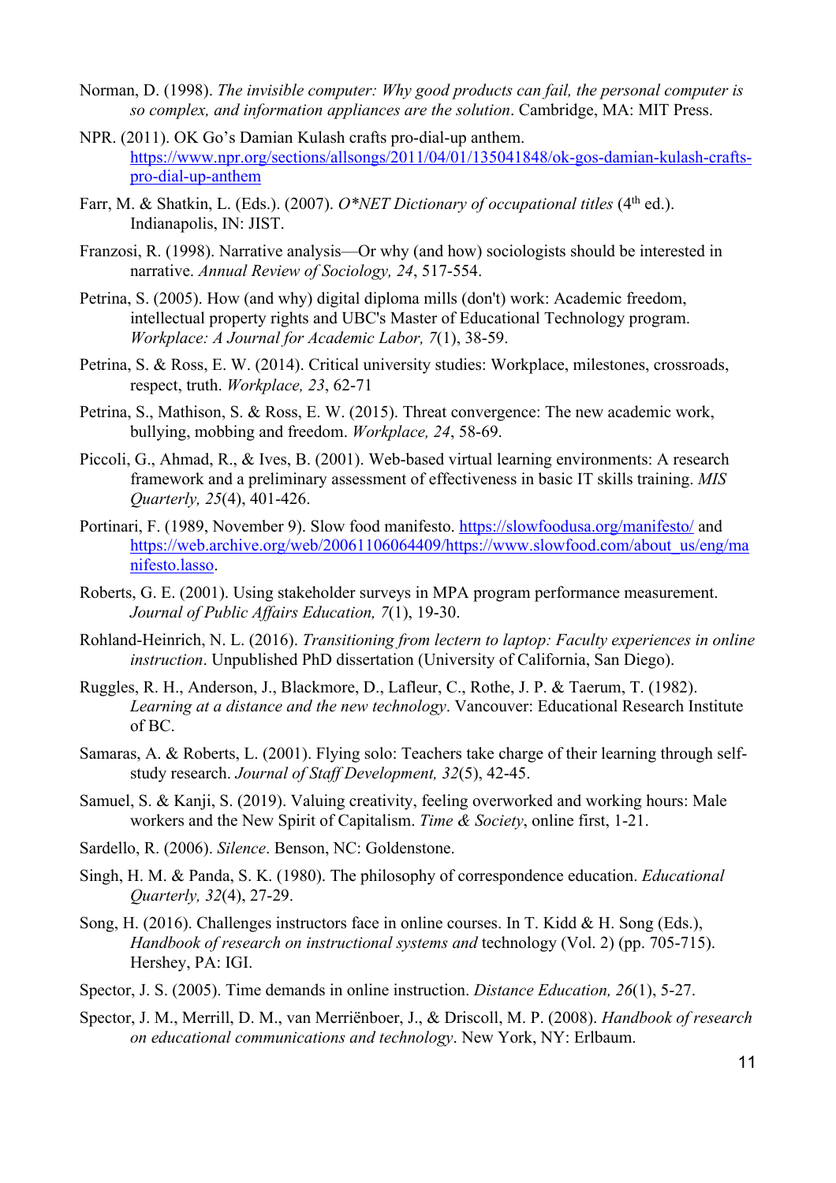Norman, D. (1998). *The invisible computer: Why good products can fail, the personal computer is so complex, and information appliances are the solution*. Cambridge, MA: MIT Press.

NPR. (2011). OK Go's Damian Kulash crafts pro-dial-up anthem. https://www.npr.org/sections/allsongs/2011/04/01/135041848/ok-gos-damian-kulash-crafts-pro-dial-up-anthem

Farr, M. & Shatkin, L. (Eds.). (2007). *O\*NET Dictionary of occupational titles* (4th ed.). Indianapolis, IN: JIST.

Franzosi, R. (1998). Narrative analysis—Or why (and how) sociologists should be interested in narrative. *Annual Review of Sociology, 24*, 517-554.

Petrina, S. (2005). How (and why) digital diploma mills (don't) work: Academic freedom, intellectual property rights and UBC's Master of Educational Technology program. *Workplace: A Journal for Academic Labor, 7*(1), 38-59.

Petrina, S. & Ross, E. W. (2014). Critical university studies: Workplace, milestones, crossroads, respect, truth. *Workplace, 23*, 62-71

Petrina, S., Mathison, S. & Ross, E. W. (2015). Threat convergence: The new academic work, bullying, mobbing and freedom. *Workplace, 24*, 58-69.

Piccoli, G., Ahmad, R., & Ives, B. (2001). Web-based virtual learning environments: A research framework and a preliminary assessment of effectiveness in basic IT skills training. *MIS Quarterly, 25*(4), 401-426.

Portinari, F. (1989, November 9). Slow food manifesto. https://slowfoodusa.org/manifesto/ and https://web.archive.org/web/20061106064409/https://www.slowfood.com/about_us/eng/manifesto.lasso.

Roberts, G. E. (2001). Using stakeholder surveys in MPA program performance measurement. *Journal of Public Affairs Education, 7*(1), 19-30.

Rohland-Heinrich, N. L. (2016). *Transitioning from lectern to laptop: Faculty experiences in online instruction*. Unpublished PhD dissertation (University of California, San Diego).

Ruggles, R. H., Anderson, J., Blackmore, D., Lafleur, C., Rothe, J. P. & Taerum, T. (1982). *Learning at a distance and the new technology*. Vancouver: Educational Research Institute of BC.

Samaras, A. & Roberts, L. (2001). Flying solo: Teachers take charge of their learning through self-study research. *Journal of Staff Development, 32*(5), 42-45.

Samuel, S. & Kanji, S. (2019). Valuing creativity, feeling overworked and working hours: Male workers and the New Spirit of Capitalism. *Time & Society*, online first, 1-21.

Sardello, R. (2006). *Silence*. Benson, NC: Goldenstone.

Singh, H. M. & Panda, S. K. (1980). The philosophy of correspondence education. *Educational Quarterly, 32*(4), 27-29.

Song, H. (2016). Challenges instructors face in online courses. In T. Kidd & H. Song (Eds.), *Handbook of research on instructional systems and* technology (Vol. 2) (pp. 705-715). Hershey, PA: IGI.

Spector, J. S. (2005). Time demands in online instruction. *Distance Education, 26*(1), 5-27.

Spector, J. M., Merrill, D. M., van Merriënboer, J., & Driscoll, M. P. (2008). *Handbook of research on educational communications and technology*. New York, NY: Erlbaum.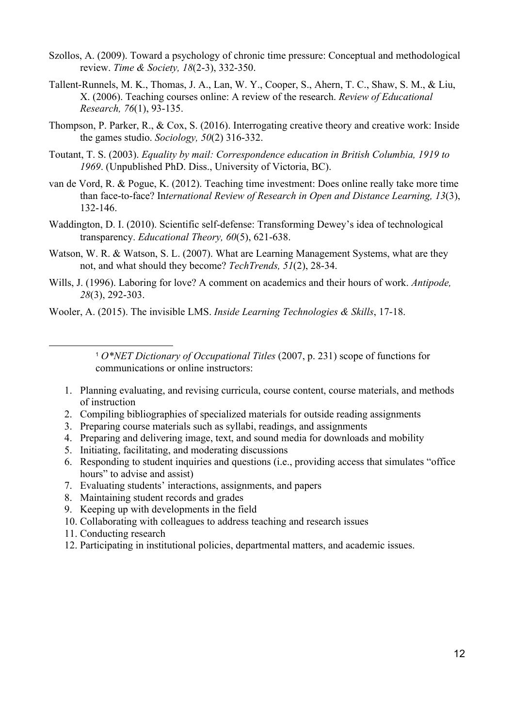Szollos, A. (2009). Toward a psychology of chronic time pressure: Conceptual and methodological review. *Time & Society, 18*(2-3), 332-350.

Tallent-Runnels, M. K., Thomas, J. A., Lan, W. Y., Cooper, S., Ahern, T. C., Shaw, S. M., & Liu, X. (2006). Teaching courses online: A review of the research. *Review of Educational Research, 76*(1), 93-135.

Thompson, P. Parker, R., & Cox, S. (2016). Interrogating creative theory and creative work: Inside the games studio. *Sociology, 50*(2) 316-332.

Toutant, T. S. (2003). *Equality by mail: Correspondence education in British Columbia, 1919 to 1969*. (Unpublished PhD. Diss., University of Victoria, BC).

van de Vord, R. & Pogue, K. (2012). Teaching time investment: Does online really take more time than face-to-face? In*ternational Review of Research in Open and Distance Learning, 13*(3), 132-146.

Waddington, D. I. (2010). Scientific self-defense: Transforming Dewey's idea of technological transparency. *Educational Theory, 60*(5), 621-638.

Watson, W. R. & Watson, S. L. (2007). What are Learning Management Systems, what are they not, and what should they become? *TechTrends, 51*(2), 28-34.

Wills, J. (1996). Laboring for love? A comment on academics and their hours of work. *Antipode, 28*(3), 292-303.

Wooler, A. (2015). The invisible LMS. *Inside Learning Technologies & Skills*, 17-18.

---

[1] *O\*NET Dictionary of Occupational Titles* (2007, p. 231) scope of functions for communications or online instructors:

1. Planning evaluating, and revising curricula, course content, course materials, and methods of instruction
2. Compiling bibliographies of specialized materials for outside reading assignments
3. Preparing course materials such as syllabi, readings, and assignments
4. Preparing and delivering image, text, and sound media for downloads and mobility
5. Initiating, facilitating, and moderating discussions
6. Responding to student inquiries and questions (i.e., providing access that simulates "office hours" to advise and assist)
7. Evaluating students' interactions, assignments, and papers
8. Maintaining student records and grades
9. Keeping up with developments in the field
10. Collaborating with colleagues to address teaching and research issues
11. Conducting research
12. Participating in institutional policies, departmental matters, and academic issues.